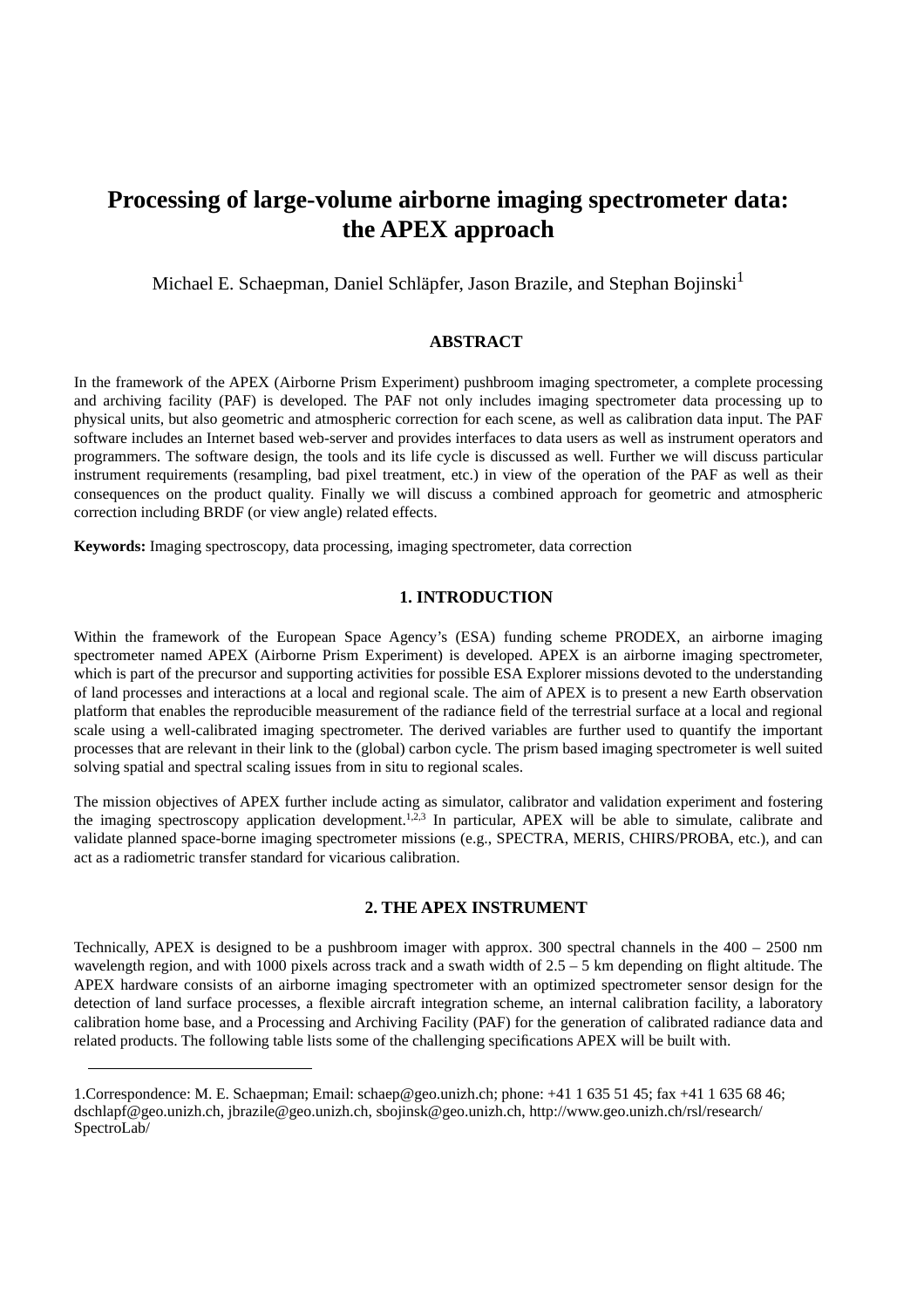# Processing of large-volume airborne imaging spectrometer data: the APEX approach

Michael E. Schaepman, Daniel Schläpfer, Jason Brazile, and Stephan Bojinski[1]

## ABSTRACT

In the framework of the APEX (Airborne Prism Experiment) pushbroom imaging spectrometer, a complete processing and archiving facility (PAF) is developed. The PAF not only includes imaging spectrometer data processing up to physical units, but also geometric and atmospheric correction for each scene, as well as calibration data input. The PAF software includes an Internet based web-server and provides interfaces to data users as well as instrument operators and programmers. The software design, the tools and its life cycle is discussed as well. Further we will discuss particular instrument requirements (resampling, bad pixel treatment, etc.) in view of the operation of the PAF as well as their consequences on the product quality. Finally we will discuss a combined approach for geometric and atmospheric correction including BRDF (or view angle) related effects.

**Keywords:** Imaging spectroscopy, data processing, imaging spectrometer, data correction

## 1. INTRODUCTION

Within the framework of the European Space Agency's (ESA) funding scheme PRODEX, an airborne imaging spectrometer named APEX (Airborne Prism Experiment) is developed. APEX is an airborne imaging spectrometer, which is part of the precursor and supporting activities for possible ESA Explorer missions devoted to the understanding of land processes and interactions at a local and regional scale. The aim of APEX is to present a new Earth observation platform that enables the reproducible measurement of the radiance field of the terrestrial surface at a local and regional scale using a well-calibrated imaging spectrometer. The derived variables are further used to quantify the important processes that are relevant in their link to the (global) carbon cycle. The prism based imaging spectrometer is well suited solving spatial and spectral scaling issues from in situ to regional scales.

The mission objectives of APEX further include acting as simulator, calibrator and validation experiment and fostering the imaging spectroscopy application development.[1,2,3] In particular, APEX will be able to simulate, calibrate and validate planned space-borne imaging spectrometer missions (e.g., SPECTRA, MERIS, CHIRS/PROBA, etc.), and can act as a radiometric transfer standard for vicarious calibration.

## 2. THE APEX INSTRUMENT

Technically, APEX is designed to be a pushbroom imager with approx. 300 spectral channels in the 400 – 2500 nm wavelength region, and with 1000 pixels across track and a swath width of 2.5 – 5 km depending on flight altitude. The APEX hardware consists of an airborne imaging spectrometer with an optimized spectrometer sensor design for the detection of land surface processes, a flexible aircraft integration scheme, an internal calibration facility, a laboratory calibration home base, and a Processing and Archiving Facility (PAF) for the generation of calibrated radiance data and related products. The following table lists some of the challenging specifications APEX will be built with.

---

1.Correspondence: M. E. Schaepman; Email: schaep@geo.unizh.ch; phone: +41 1 635 51 45; fax +41 1 635 68 46; dschlapf@geo.unizh.ch, jbrazile@geo.unizh.ch, sbojinsk@geo.unizh.ch, http://www.geo.unizh.ch/rsl/research/SpectroLab/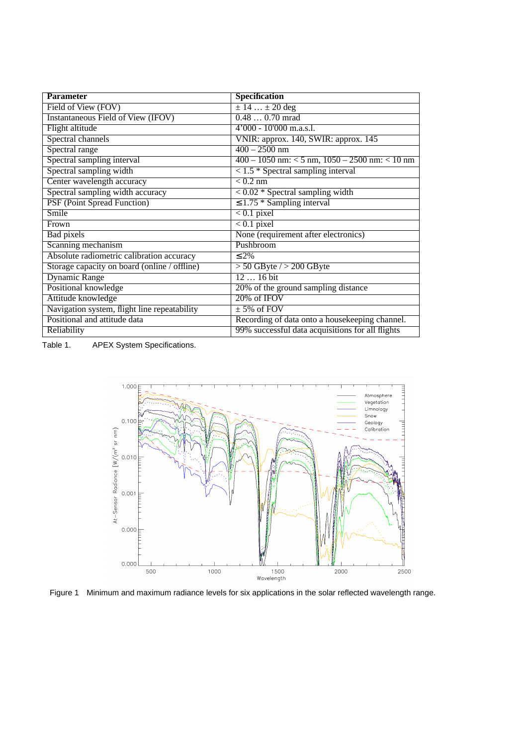| Parameter | Specification |
|---|---|
| Field of View (FOV) | ± 14 … ± 20 deg |
| Instantaneous Field of View (IFOV) | 0.48 … 0.70 mrad |
| Flight altitude | 4’000 - 10’000 m.a.s.l. |
| Spectral channels | VNIR: approx. 140, SWIR: approx. 145 |
| Spectral range | 400 – 2500 nm |
| Spectral sampling interval | 400 – 1050 nm: < 5 nm, 1050 – 2500 nm: < 10 nm |
| Spectral sampling width | < 1.5 * Spectral sampling interval |
| Center wavelength accuracy | < 0.2 nm |
| Spectral sampling width accuracy | < 0.02 * Spectral sampling width |
| PSF (Point Spread Function) | ≤ 1.75 * Sampling interval |
| Smile | < 0.1 pixel |
| Frown | < 0.1 pixel |
| Bad pixels | None (requirement after electronics) |
| Scanning mechanism | Pushbroom |
| Absolute radiometric calibration accuracy | ≤ 2% |
| Storage capacity on board (online / offline) | > 50 GByte / > 200 GByte |
| Dynamic Range | 12 … 16 bit |
| Positional knowledge | 20% of the ground sampling distance |
| Attitude knowledge | 20% of IFOV |
| Navigation system, flight line repeatability | ± 5% of FOV |
| Positional and attitude data | Recording of data onto a housekeeping channel. |
| Reliability | 99% successful data acquisitions for all flights |

Table 1. APEX System Specifications.

Figure 1 Minimum and maximum radiance levels for six applications in the solar reflected wavelength range.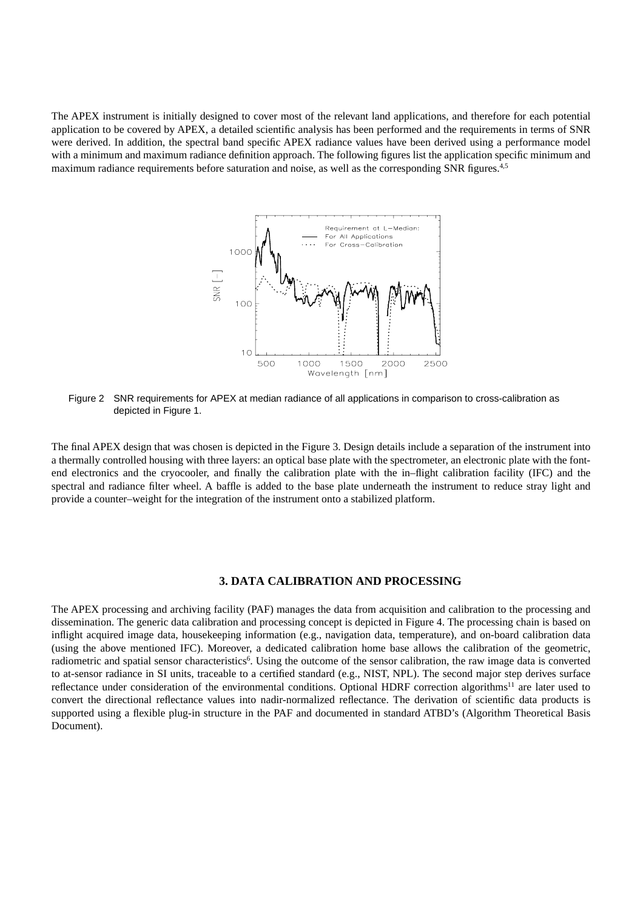The APEX instrument is initially designed to cover most of the relevant land applications, and therefore for each potential application to be covered by APEX, a detailed scientific analysis has been performed and the requirements in terms of SNR were derived. In addition, the spectral band specific APEX radiance values have been derived using a performance model with a minimum and maximum radiance definition approach. The following figures list the application specific minimum and maximum radiance requirements before saturation and noise, as well as the corresponding SNR figures.[4,5]

Figure 2 SNR requirements for APEX at median radiance of all applications in comparison to cross-calibration as depicted in Figure 1.

The final APEX design that was chosen is depicted in the Figure 3. Design details include a separation of the instrument into a thermally controlled housing with three layers: an optical base plate with the spectrometer, an electronic plate with the font-end electronics and the cryocooler, and finally the calibration plate with the in–flight calibration facility (IFC) and the spectral and radiance filter wheel. A baffle is added to the base plate underneath the instrument to reduce stray light and provide a counter–weight for the integration of the instrument onto a stabilized platform.

## 3. DATA CALIBRATION AND PROCESSING

The APEX processing and archiving facility (PAF) manages the data from acquisition and calibration to the processing and dissemination. The generic data calibration and processing concept is depicted in Figure 4. The processing chain is based on inflight acquired image data, housekeeping information (e.g., navigation data, temperature), and on-board calibration data (using the above mentioned IFC). Moreover, a dedicated calibration home base allows the calibration of the geometric, radiometric and spatial sensor characteristics[6]. Using the outcome of the sensor calibration, the raw image data is converted to at-sensor radiance in SI units, traceable to a certified standard (e.g., NIST, NPL). The second major step derives surface reflectance under consideration of the environmental conditions. Optional HDRF correction algorithms[11] are later used to convert the directional reflectance values into nadir-normalized reflectance. The derivation of scientific data products is supported using a flexible plug-in structure in the PAF and documented in standard ATBD's (Algorithm Theoretical Basis Document).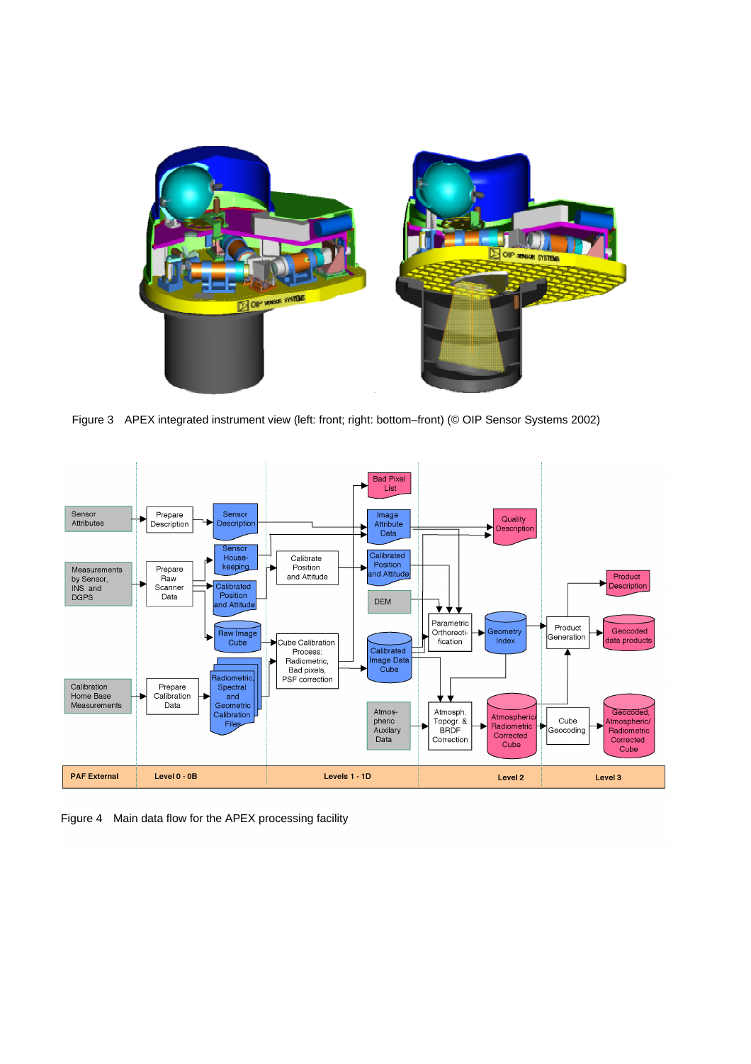Figure 3 APEX integrated instrument view (left: front; right: bottom–front) (© OIP Sensor Systems 2002)

Figure 4 Main data flow for the APEX processing facility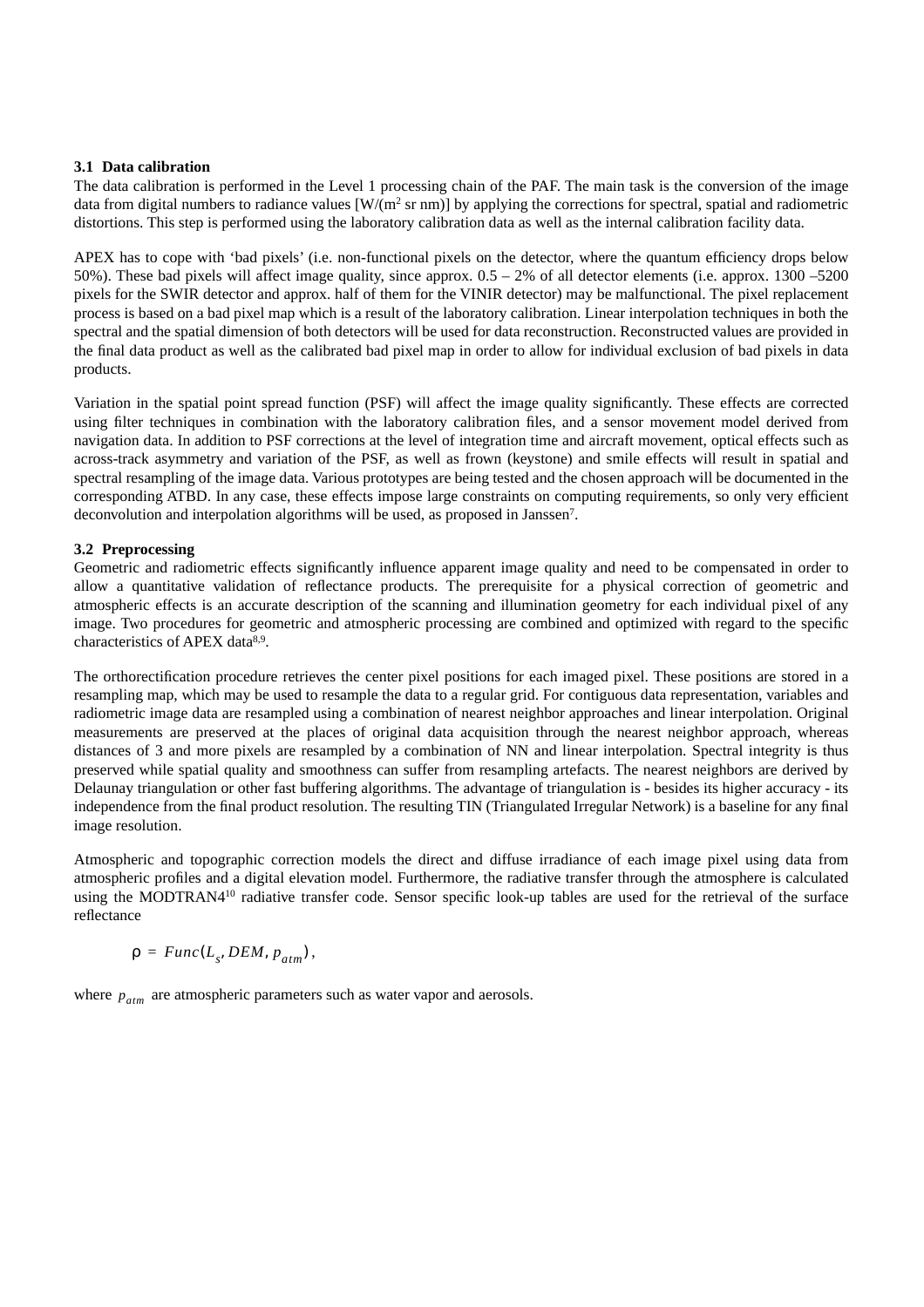### 3.1 Data calibration

The data calibration is performed in the Level 1 processing chain of the PAF. The main task is the conversion of the image data from digital numbers to radiance values [W/($m^2$ sr nm)] by applying the corrections for spectral, spatial and radiometric distortions. This step is performed using the laboratory calibration data as well as the internal calibration facility data.

APEX has to cope with 'bad pixels' (i.e. non-functional pixels on the detector, where the quantum efficiency drops below 50%). These bad pixels will affect image quality, since approx. 0.5 – 2% of all detector elements (i.e. approx. 1300 –5200 pixels for the SWIR detector and approx. half of them for the VINIR detector) may be malfunctional. The pixel replacement process is based on a bad pixel map which is a result of the laboratory calibration. Linear interpolation techniques in both the spectral and the spatial dimension of both detectors will be used for data reconstruction. Reconstructed values are provided in the final data product as well as the calibrated bad pixel map in order to allow for individual exclusion of bad pixels in data products.

Variation in the spatial point spread function (PSF) will affect the image quality significantly. These effects are corrected using filter techniques in combination with the laboratory calibration files, and a sensor movement model derived from navigation data. In addition to PSF corrections at the level of integration time and aircraft movement, optical effects such as across-track asymmetry and variation of the PSF, as well as frown (keystone) and smile effects will result in spatial and spectral resampling of the image data. Various prototypes are being tested and the chosen approach will be documented in the corresponding ATBD. In any case, these effects impose large constraints on computing requirements, so only very efficient deconvolution and interpolation algorithms will be used, as proposed in Janssen[7].

### 3.2 Preprocessing

Geometric and radiometric effects significantly influence apparent image quality and need to be compensated in order to allow a quantitative validation of reflectance products. The prerequisite for a physical correction of geometric and atmospheric effects is an accurate description of the scanning and illumination geometry for each individual pixel of any image. Two procedures for geometric and atmospheric processing are combined and optimized with regard to the specific characteristics of APEX data[8,9].

The orthorectification procedure retrieves the center pixel positions for each imaged pixel. These positions are stored in a resampling map, which may be used to resample the data to a regular grid. For contiguous data representation, variables and radiometric image data are resampled using a combination of nearest neighbor approaches and linear interpolation. Original measurements are preserved at the places of original data acquisition through the nearest neighbor approach, whereas distances of 3 and more pixels are resampled by a combination of NN and linear interpolation. Spectral integrity is thus preserved while spatial quality and smoothness can suffer from resampling artefacts. The nearest neighbors are derived by Delaunay triangulation or other fast buffering algorithms. The advantage of triangulation is - besides its higher accuracy - its independence from the final product resolution. The resulting TIN (Triangulated Irregular Network) is a baseline for any final image resolution.

Atmospheric and topographic correction models the direct and diffuse irradiance of each image pixel using data from atmospheric profiles and a digital elevation model. Furthermore, the radiative transfer through the atmosphere is calculated using the MODTRAN4[10] radiative transfer code. Sensor specific look-up tables are used for the retrieval of the surface reflectance

$$\rho = Func(L_s, DEM, p_{atm}),$$

where $p_{atm}$ are atmospheric parameters such as water vapor and aerosols.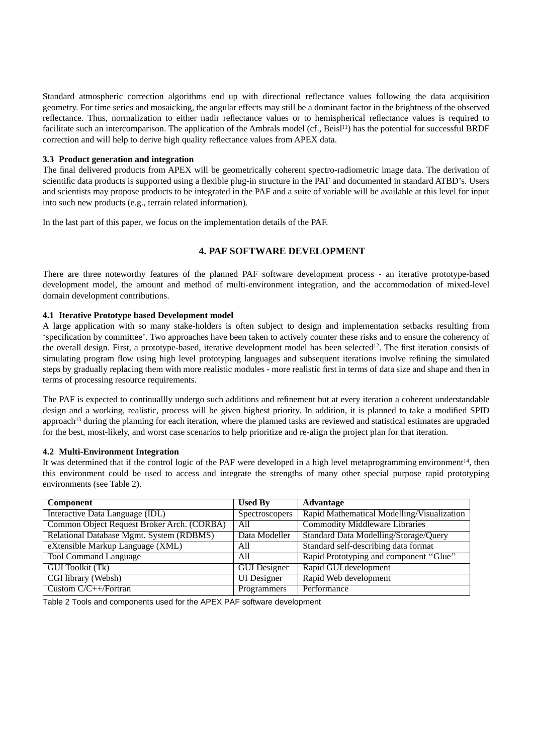Standard atmospheric correction algorithms end up with directional reflectance values following the data acquisition geometry. For time series and mosaicking, the angular effects may still be a dominant factor in the brightness of the observed reflectance. Thus, normalization to either nadir reflectance values or to hemispherical reflectance values is required to facilitate such an intercomparison. The application of the Ambrals model (cf., Beisl[11]) has the potential for successful BRDF correction and will help to derive high quality reflectance values from APEX data.

### 3.3 Product generation and integration

The final delivered products from APEX will be geometrically coherent spectro-radiometric image data. The derivation of scientific data products is supported using a flexible plug-in structure in the PAF and documented in standard ATBD's. Users and scientists may propose products to be integrated in the PAF and a suite of variable will be available at this level for input into such new products (e.g., terrain related information).

In the last part of this paper, we focus on the implementation details of the PAF.

## 4. PAF SOFTWARE DEVELOPMENT

There are three noteworthy features of the planned PAF software development process - an iterative prototype-based development model, the amount and method of multi-environment integration, and the accommodation of mixed-level domain development contributions.

### 4.1 Iterative Prototype based Development model

A large application with so many stake-holders is often subject to design and implementation setbacks resulting from 'specification by committee'. Two approaches have been taken to actively counter these risks and to ensure the coherency of the overall design. First, a prototype-based, iterative development model has been selected[12]. The first iteration consists of simulating program flow using high level prototyping languages and subsequent iterations involve refining the simulated steps by gradually replacing them with more realistic modules - more realistic first in terms of data size and shape and then in terms of processing resource requirements.

The PAF is expected to continuallly undergo such additions and refinement but at every iteration a coherent understandable design and a working, realistic, process will be given highest priority. In addition, it is planned to take a modified SPID approach[13] during the planning for each iteration, where the planned tasks are reviewed and statistical estimates are upgraded for the best, most-likely, and worst case scenarios to help prioritize and re-align the project plan for that iteration.

### 4.2 Multi-Environment Integration

It was determined that if the control logic of the PAF were developed in a high level metaprogramming environment[14], then this environment could be used to access and integrate the strengths of many other special purpose rapid prototyping environments (see Table 2).

| Component | Used By | Advantage |
|---|---|---|
| Interactive Data Language (IDL) | Spectroscopers | Rapid Mathematical Modelling/Visualization |
| Common Object Request Broker Arch. (CORBA) | All | Commodity Middleware Libraries |
| Relational Database Mgmt. System (RDBMS) | Data Modeller | Standard Data Modelling/Storage/Query |
| eXtensible Markup Language (XML) | All | Standard self-describing data format |
| Tool Command Language | All | Rapid Prototyping and component "Glue" |
| GUI Toolkit (Tk) | GUI Designer | Rapid GUI development |
| CGI library (Websh) | UI Designer | Rapid Web development |
| Custom C/C++/Fortran | Programmers | Performance |

Table 2 Tools and components used for the APEX PAF software development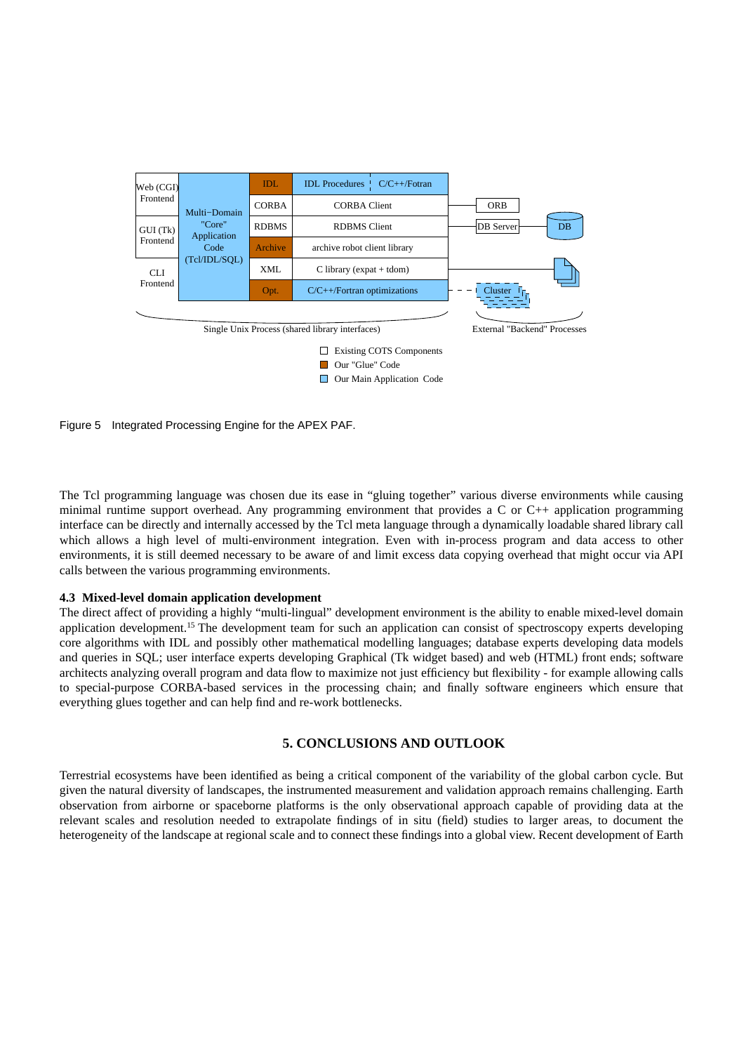Figure 5 Integrated Processing Engine for the APEX PAF.

The Tcl programming language was chosen due its ease in "gluing together" various diverse environments while causing minimal runtime support overhead. Any programming environment that provides a C or C++ application programming interface can be directly and internally accessed by the Tcl meta language through a dynamically loadable shared library call which allows a high level of multi-environment integration. Even with in-process program and data access to other environments, it is still deemed necessary to be aware of and limit excess data copying overhead that might occur via API calls between the various programming environments.

### 4.3 Mixed-level domain application development

The direct affect of providing a highly "multi-lingual" development environment is the ability to enable mixed-level domain application development.[15] The development team for such an application can consist of spectroscopy experts developing core algorithms with IDL and possibly other mathematical modelling languages; database experts developing data models and queries in SQL; user interface experts developing Graphical (Tk widget based) and web (HTML) front ends; software architects analyzing overall program and data flow to maximize not just efficiency but flexibility - for example allowing calls to special-purpose CORBA-based services in the processing chain; and finally software engineers which ensure that everything glues together and can help find and re-work bottlenecks.

## 5. CONCLUSIONS AND OUTLOOK

Terrestrial ecosystems have been identified as being a critical component of the variability of the global carbon cycle. But given the natural diversity of landscapes, the instrumented measurement and validation approach remains challenging. Earth observation from airborne or spaceborne platforms is the only observational approach capable of providing data at the relevant scales and resolution needed to extrapolate findings of in situ (field) studies to larger areas, to document the heterogeneity of the landscape at regional scale and to connect these findings into a global view. Recent development of Earth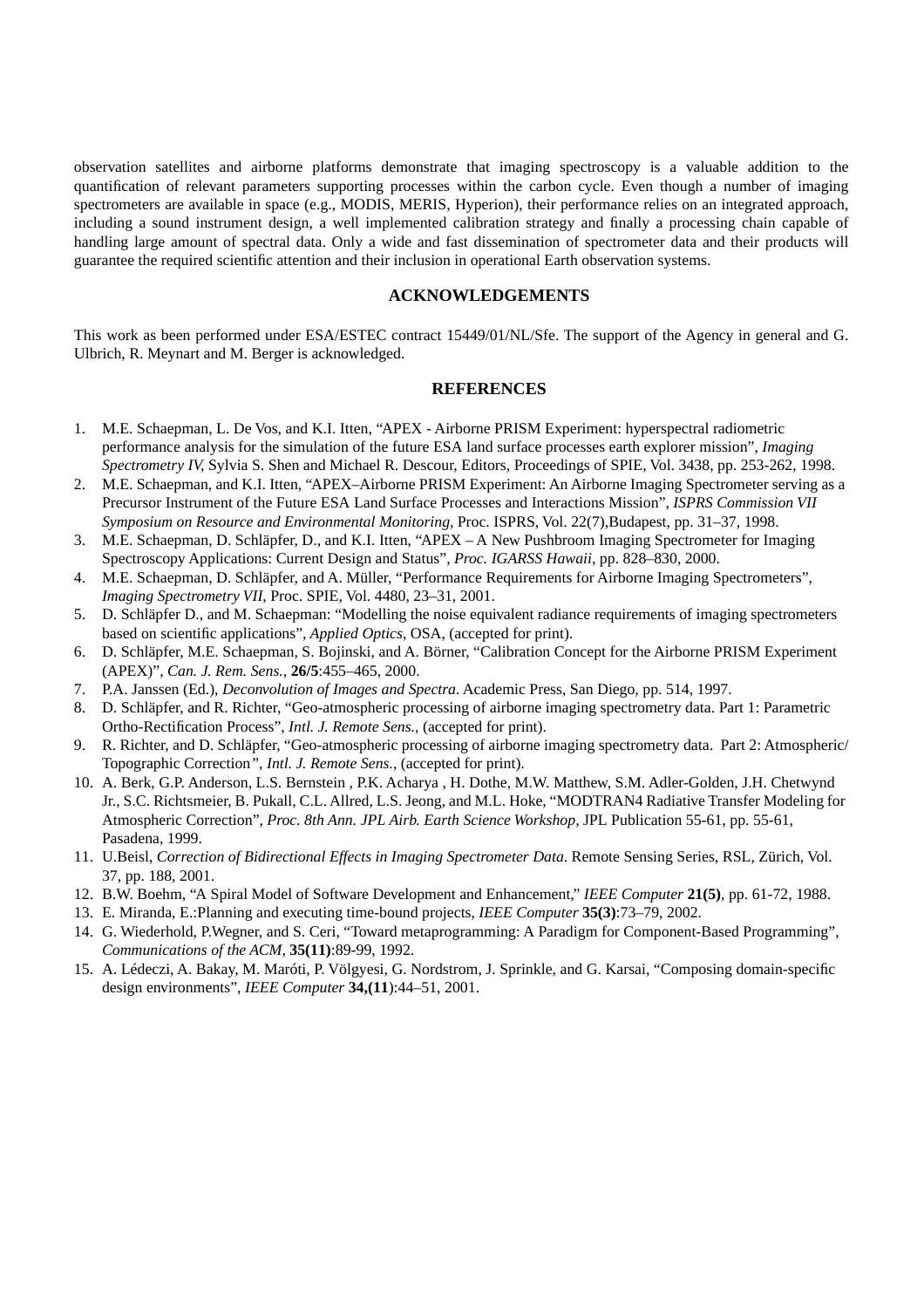observation satellites and airborne platforms demonstrate that imaging spectroscopy is a valuable addition to the quantification of relevant parameters supporting processes within the carbon cycle. Even though a number of imaging spectrometers are available in space (e.g., MODIS, MERIS, Hyperion), their performance relies on an integrated approach, including a sound instrument design, a well implemented calibration strategy and finally a processing chain capable of handling large amount of spectral data. Only a wide and fast dissemination of spectrometer data and their products will guarantee the required scientific attention and their inclusion in operational Earth observation systems.

## ACKNOWLEDGEMENTS

This work as been performed under ESA/ESTEC contract 15449/01/NL/Sfe. The support of the Agency in general and G. Ulbrich, R. Meynart and M. Berger is acknowledged.

## REFERENCES

1. M.E. Schaepman, L. De Vos, and K.I. Itten, "APEX - Airborne PRISM Experiment: hyperspectral radiometric performance analysis for the simulation of the future ESA land surface processes earth explorer mission", *Imaging Spectrometry IV*, Sylvia S. Shen and Michael R. Descour, Editors, Proceedings of SPIE, Vol. 3438, pp. 253-262, 1998.
2. M.E. Schaepman, and K.I. Itten, "APEX–Airborne PRISM Experiment: An Airborne Imaging Spectrometer serving as a Precursor Instrument of the Future ESA Land Surface Processes and Interactions Mission", *ISPRS Commission VII Symposium on Resource and Environmental Monitoring*, Proc. ISPRS, Vol. 22(7),Budapest, pp. 31–37, 1998.
3. M.E. Schaepman, D. Schläpfer, D., and K.I. Itten, "APEX – A New Pushbroom Imaging Spectrometer for Imaging Spectroscopy Applications: Current Design and Status", *Proc. IGARSS Hawaii*, pp. 828–830, 2000.
4. M.E. Schaepman, D. Schläpfer, and A. Müller, "Performance Requirements for Airborne Imaging Spectrometers", *Imaging Spectrometry VII*, Proc. SPIE, Vol. 4480, 23–31, 2001.
5. D. Schläpfer D., and M. Schaepman: "Modelling the noise equivalent radiance requirements of imaging spectrometers based on scientific applications", *Applied Optics*, OSA, (accepted for print).
6. D. Schläpfer, M.E. Schaepman, S. Bojinski, and A. Börner, "Calibration Concept for the Airborne PRISM Experiment (APEX)", *Can. J. Rem. Sens.*, **26/5**:455–465, 2000.
7. P.A. Janssen (Ed.), *Deconvolution of Images and Spectra*. Academic Press, San Diego, pp. 514, 1997.
8. D. Schläpfer, and R. Richter, "Geo-atmospheric processing of airborne imaging spectrometry data. Part 1: Parametric Ortho-Rectification Process", *Intl. J. Remote Sens.*, (accepted for print).
9. R. Richter, and D. Schläpfer, "Geo-atmospheric processing of airborne imaging spectrometry data. Part 2: Atmospheric/ Topographic Correction", *Intl. J. Remote Sens.*, (accepted for print).
10. A. Berk, G.P. Anderson, L.S. Bernstein , P.K. Acharya , H. Dothe, M.W. Matthew, S.M. Adler-Golden, J.H. Chetwynd Jr., S.C. Richtsmeier, B. Pukall, C.L. Allred, L.S. Jeong, and M.L. Hoke, "MODTRAN4 Radiative Transfer Modeling for Atmospheric Correction", *Proc. 8th Ann. JPL Airb. Earth Science Workshop,* JPL Publication 55-61, pp. 55-61, Pasadena, 1999.
11. U.Beisl, *Correction of Bidirectional Effects in Imaging Spectrometer Data*. Remote Sensing Series, RSL, Zürich, Vol. 37, pp. 188, 2001.
12. B.W. Boehm, "A Spiral Model of Software Development and Enhancement," *IEEE Computer* **21(5)**, pp. 61-72, 1988.
13. E. Miranda, E.:Planning and executing time-bound projects, *IEEE Computer* **35(3)**:73–79, 2002.
14. G. Wiederhold, P.Wegner, and S. Ceri, "Toward metaprogramming: A Paradigm for Component-Based Programming", *Communications of the ACM,* **35(11)**:89-99, 1992.
15. A. Lédeczi, A. Bakay, M. Maróti, P. Völgyesi, G. Nordstrom, J. Sprinkle, and G. Karsai, "Composing domain-specific design environments", *IEEE Computer* **34,(11)**:44–51, 2001.